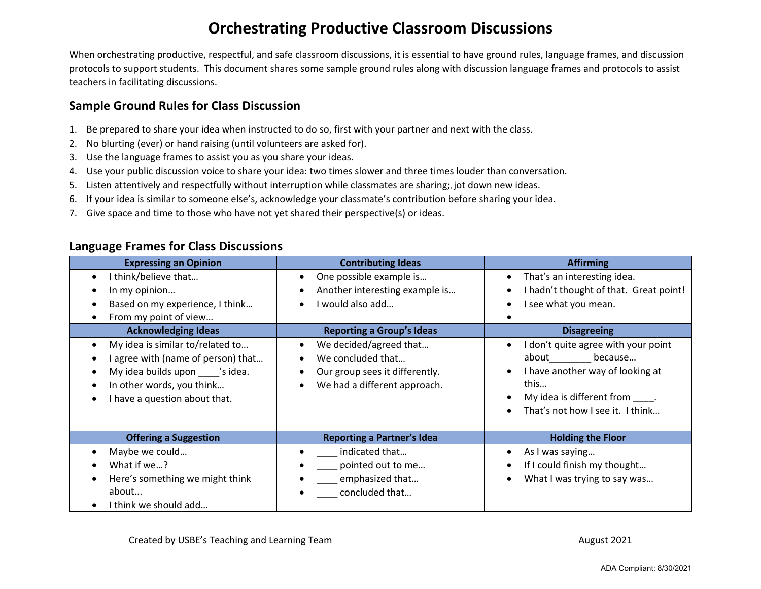# Orchestrating Productive Classroom Discussions

When orchestrating productive, respectful, and safe classroom discussions, it is essential to have ground rules, language frames, and discussion protocols to support students. This document shares some sample ground rules along with discussion language frames and protocols to assist teachers in facilitating discussions.

## Sample Ground Rules for Class Discussion

1. Be prepared to share your idea when instructed to do so, first with your partner and next with the class.
2. No blurting (ever) or hand raising (until volunteers are asked for).
3. Use the language frames to assist you as you share your ideas.
4. Use your public discussion voice to share your idea: two times slower and three times louder than conversation.
5. Listen attentively and respectfully without interruption while classmates are sharing;, jot down new ideas.
6. If your idea is similar to someone else's, acknowledge your classmate's contribution before sharing your idea.
7. Give space and time to those who have not yet shared their perspective(s) or ideas.

## Language Frames for Class Discussions

| Expressing an Opinion | Contributing Ideas | Affirming |
|---|---|---|
| • I think/believe that…<br>• In my opinion…<br>• Based on my experience, I think…<br>• From my point of view… | • One possible example is…<br>• Another interesting example is…<br>• I would also add… | • That's an interesting idea.<br>• I hadn't thought of that. Great point!<br>• I see what you mean.<br>• |
| **Acknowledging Ideas** | **Reporting a Group's Ideas** | **Disagreeing** |
| • My idea is similar to/related to…<br>• I agree with (name of person) that…<br>• My idea builds upon ____'s idea.<br>• In other words, you think…<br>• I have a question about that. | • We decided/agreed that…<br>• We concluded that…<br>• Our group sees it differently.<br>• We had a different approach. | • I don't quite agree with your point about________ because…<br>• I have another way of looking at this…<br>• My idea is different from ____.<br>• That's not how I see it. I think… |
| **Offering a Suggestion** | **Reporting a Partner's Idea** | **Holding the Floor** |
| • Maybe we could…<br>• What if we…?<br>• Here's something we might think about...<br>• I think we should add… | • ____ indicated that…<br>• ____ pointed out to me…<br>• ____ emphasized that…<br>• ____ concluded that… | • As I was saying…<br>• If I could finish my thought…<br>• What I was trying to say was… |

Created by USBE's Teaching and Learning Team

August 2021

ADA Compliant: 8/30/2021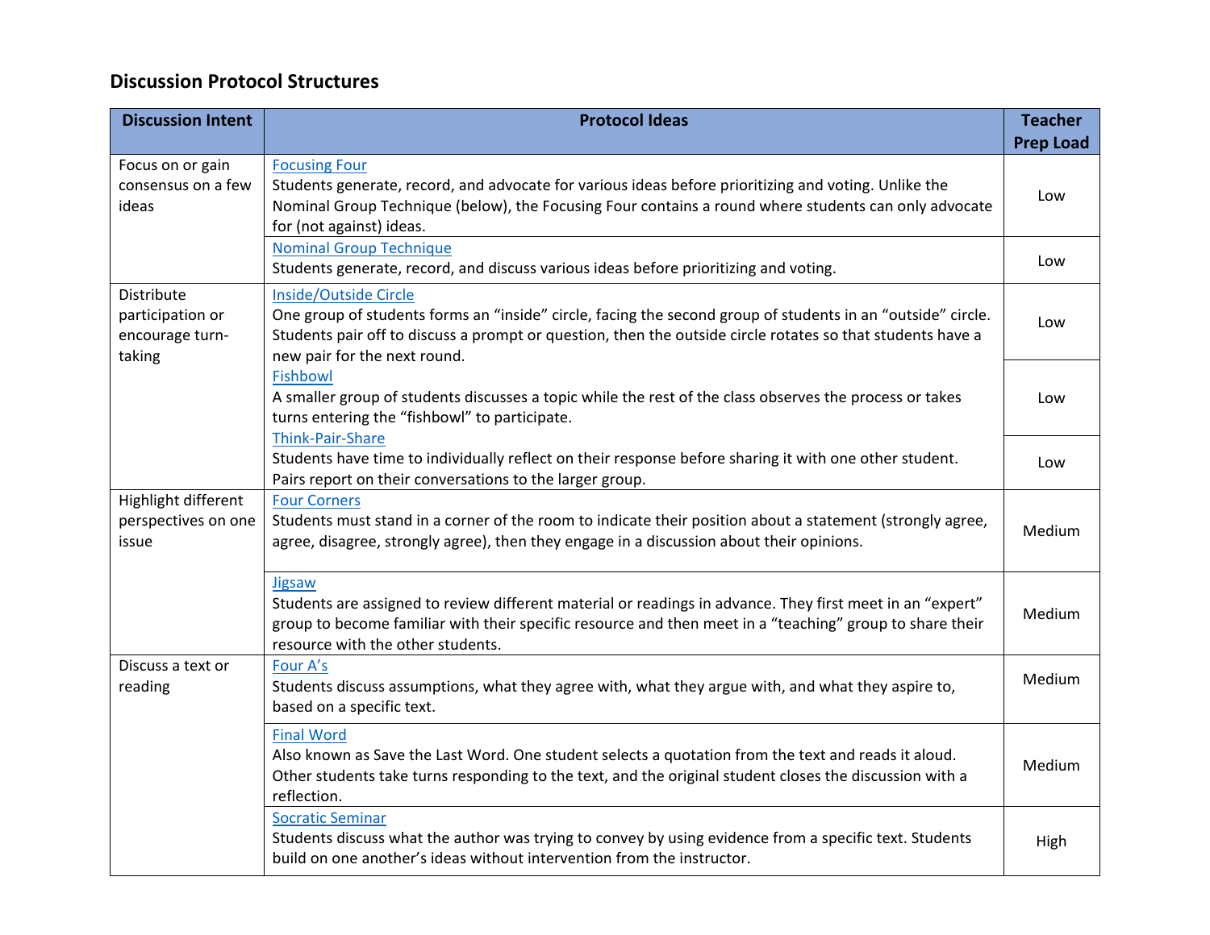## Discussion Protocol Structures

| Discussion Intent | Protocol Ideas | Teacher Prep Load |
|---|---|---|
| Focus on or gain consensus on a few ideas | [Focusing Four]<br>Students generate, record, and advocate for various ideas before prioritizing and voting. Unlike the Nominal Group Technique (below), the Focusing Four contains a round where students can only advocate for (not against) ideas. | Low |
| | [Nominal Group Technique]<br>Students generate, record, and discuss various ideas before prioritizing and voting. | Low |
| Distribute participation or encourage turn-taking | [Inside/Outside Circle]<br>One group of students forms an "inside" circle, facing the second group of students in an "outside" circle. Students pair off to discuss a prompt or question, then the outside circle rotates so that students have a new pair for the next round. | Low |
| | [Fishbowl]<br>A smaller group of students discusses a topic while the rest of the class observes the process or takes turns entering the "fishbowl" to participate. | Low |
| | [Think-Pair-Share]<br>Students have time to individually reflect on their response before sharing it with one other student. Pairs report on their conversations to the larger group. | Low |
| Highlight different perspectives on one issue | [Four Corners]<br>Students must stand in a corner of the room to indicate their position about a statement (strongly agree, agree, disagree, strongly agree), then they engage in a discussion about their opinions. | Medium |
| | [Jigsaw]<br>Students are assigned to review different material or readings in advance. They first meet in an "expert" group to become familiar with their specific resource and then meet in a "teaching" group to share their resource with the other students. | Medium |
| Discuss a text or reading | [Four A's]<br>Students discuss assumptions, what they agree with, what they argue with, and what they aspire to, based on a specific text. | Medium |
| | [Final Word]<br>Also known as Save the Last Word. One student selects a quotation from the text and reads it aloud. Other students take turns responding to the text, and the original student closes the discussion with a reflection. | Medium |
| | [Socratic Seminar]<br>Students discuss what the author was trying to convey by using evidence from a specific text. Students build on one another's ideas without intervention from the instructor. | High |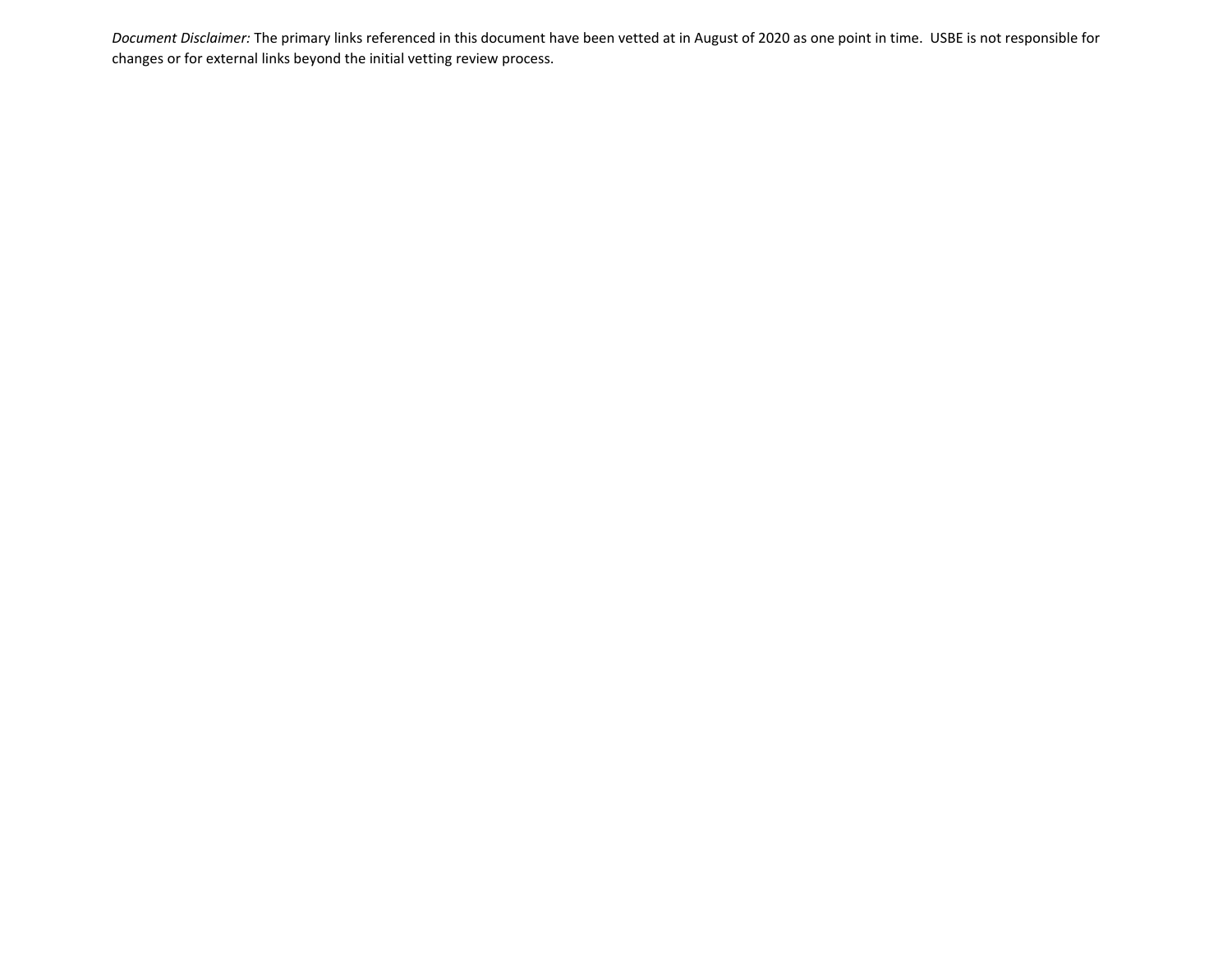*Document Disclaimer:* The primary links referenced in this document have been vetted at in August of 2020 as one point in time. USBE is not responsible for changes or for external links beyond the initial vetting review process.